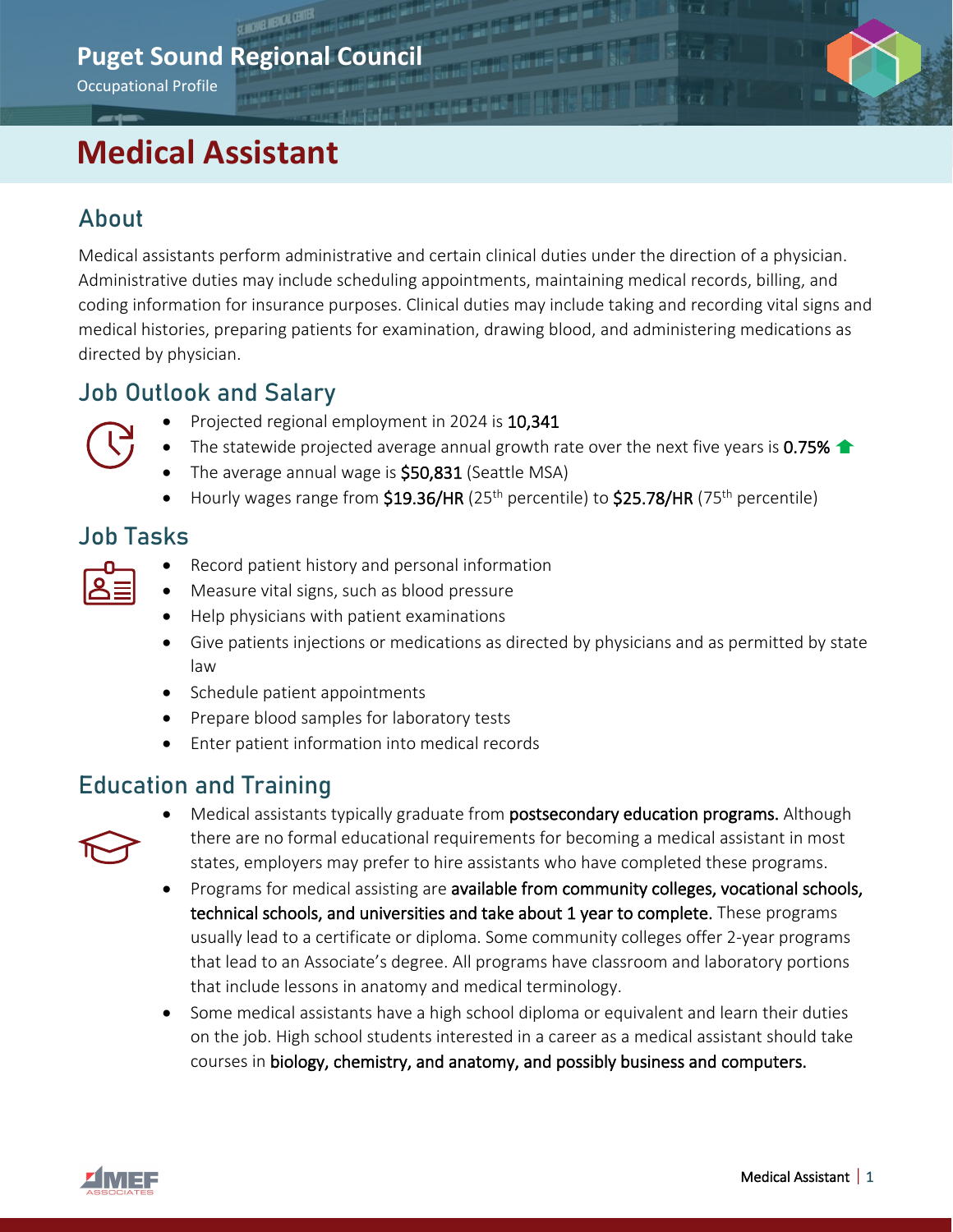**Puget Sound Regional Council**

Occupational Profile

# Medical Assistant

## About

Medical assistants perform administrative and certain clinical duties under the direction of a physician. Administrative duties may include scheduling appointments, maintaining medical records, billing, and coding information for insurance purposes. Clinical duties may include taking and recording vital signs and medical histories, preparing patients for examination, drawing blood, and administering medications as directed by physician.

## Job Outlook and Salary

- Projected regional employment in 2024 is **10,341**
- The statewide projected average annual growth rate over the next five years is **0.75%**
- The average annual wage is **$50,831** (Seattle MSA)
- Hourly wages range from **$19.36/HR** (25th percentile) to **$25.78/HR** (75th percentile)

## Job Tasks

- Record patient history and personal information
- Measure vital signs, such as blood pressure
- Help physicians with patient examinations
- Give patients injections or medications as directed by physicians and as permitted by state law
- Schedule patient appointments
- Prepare blood samples for laboratory tests
- Enter patient information into medical records

## Education and Training

- Medical assistants typically graduate from **postsecondary education programs.** Although there are no formal educational requirements for becoming a medical assistant in most states, employers may prefer to hire assistants who have completed these programs.
- Programs for medical assisting are **available from community colleges, vocational schools, technical schools, and universities and take about 1 year to complete.** These programs usually lead to a certificate or diploma. Some community colleges offer 2-year programs that lead to an Associate's degree. All programs have classroom and laboratory portions that include lessons in anatomy and medical terminology.
- Some medical assistants have a high school diploma or equivalent and learn their duties on the job. High school students interested in a career as a medical assistant should take courses in **biology, chemistry, and anatomy, and possibly business and computers.**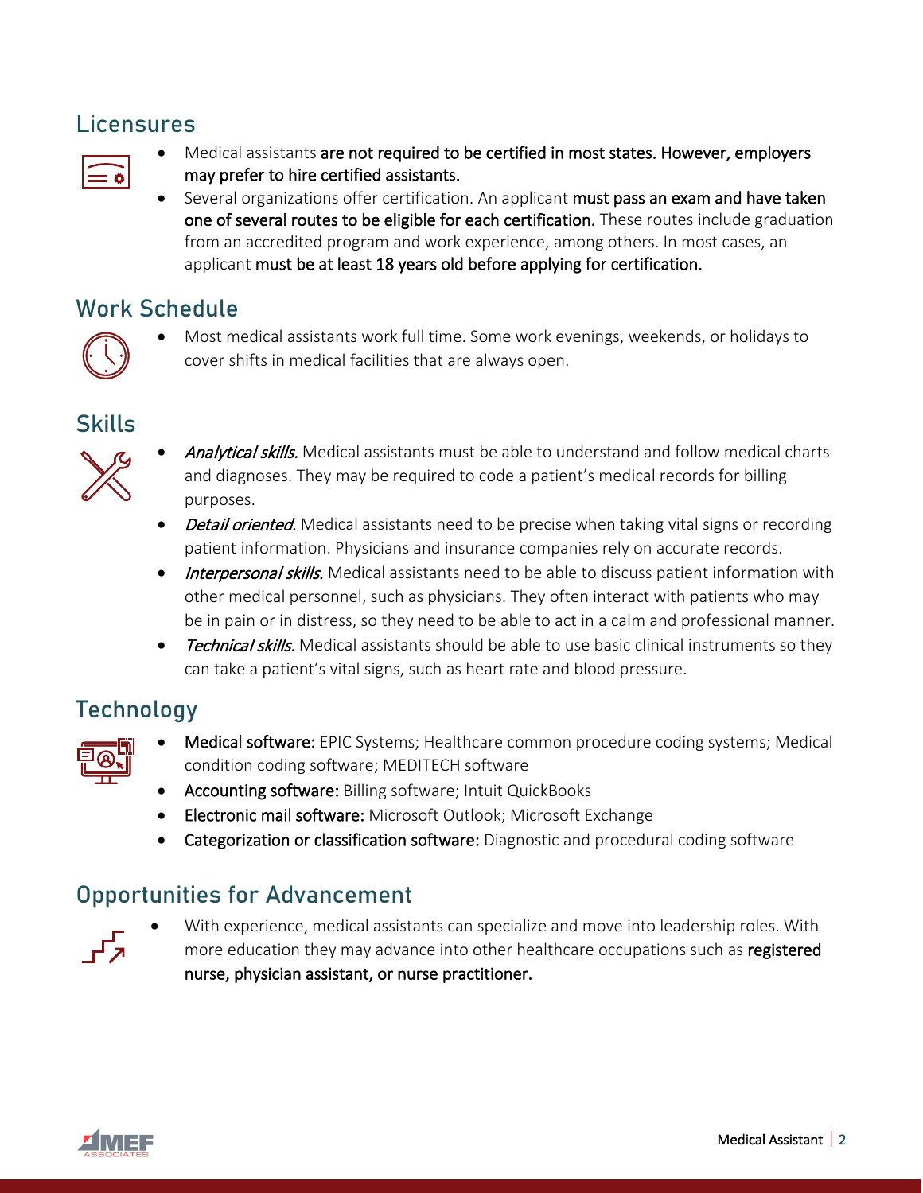## Licensures

- Medical assistants **are not required to be certified in most states. However, employers may prefer to hire certified assistants.**
- Several organizations offer certification. An applicant **must pass an exam and have taken one of several routes to be eligible for each certification.** These routes include graduation from an accredited program and work experience, among others. In most cases, an applicant **must be at least 18 years old before applying for certification.**

## Work Schedule

- Most medical assistants work full time. Some work evenings, weekends, or holidays to cover shifts in medical facilities that are always open.

## Skills

- *Analytical skills.* Medical assistants must be able to understand and follow medical charts and diagnoses. They may be required to code a patient's medical records for billing purposes.
- *Detail oriented.* Medical assistants need to be precise when taking vital signs or recording patient information. Physicians and insurance companies rely on accurate records.
- *Interpersonal skills.* Medical assistants need to be able to discuss patient information with other medical personnel, such as physicians. They often interact with patients who may be in pain or in distress, so they need to be able to act in a calm and professional manner.
- *Technical skills.* Medical assistants should be able to use basic clinical instruments so they can take a patient's vital signs, such as heart rate and blood pressure.

## Technology

- **Medical software:** EPIC Systems; Healthcare common procedure coding systems; Medical condition coding software; MEDITECH software
- **Accounting software:** Billing software; Intuit QuickBooks
- **Electronic mail software:** Microsoft Outlook; Microsoft Exchange
- **Categorization or classification software:** Diagnostic and procedural coding software

## Opportunities for Advancement

- With experience, medical assistants can specialize and move into leadership roles. With more education they may advance into other healthcare occupations such as **registered nurse, physician assistant, or nurse practitioner.**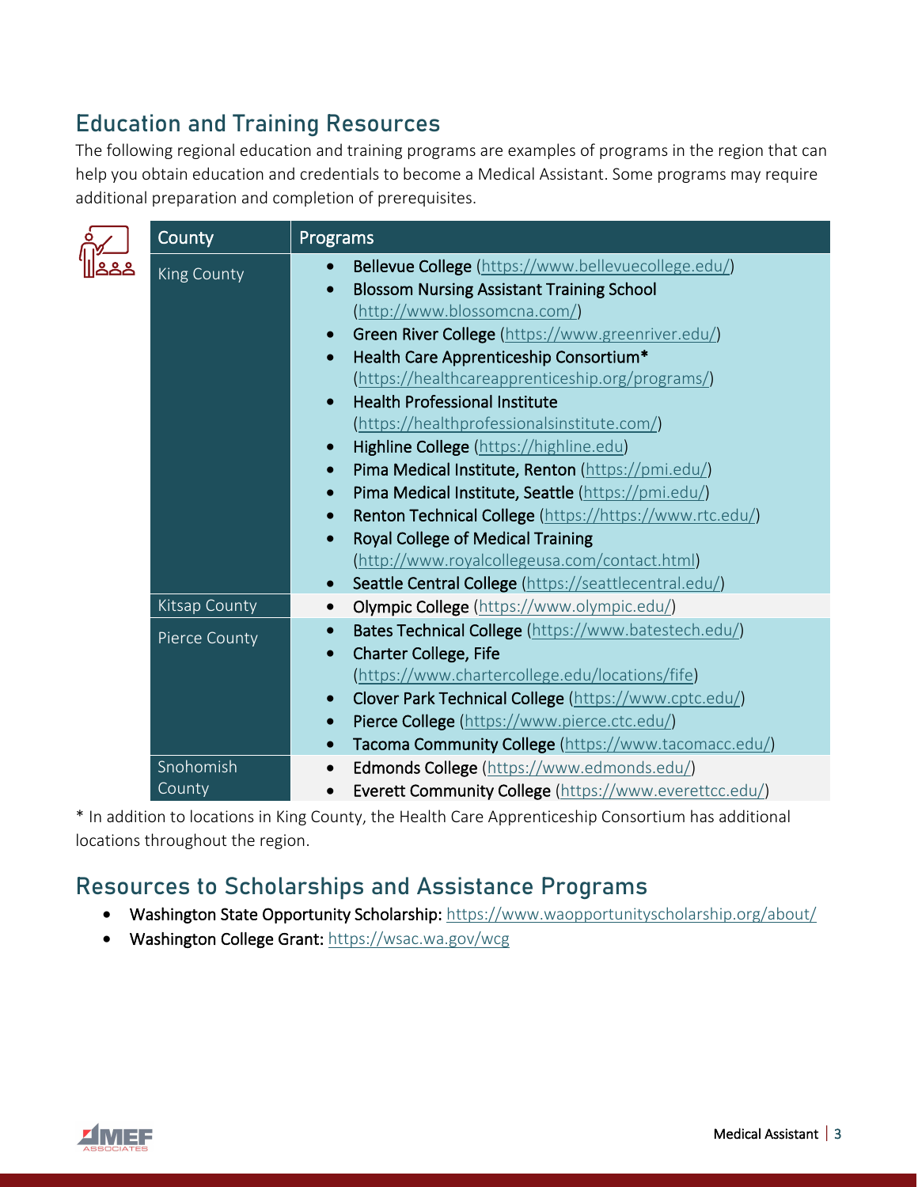## Education and Training Resources

The following regional education and training programs are examples of programs in the region that can help you obtain education and credentials to become a Medical Assistant. Some programs may require additional preparation and completion of prerequisites.

| County | Programs |
|---|---|
| King County | • Bellevue College (https://www.bellevuecollege.edu/)<br>• Blossom Nursing Assistant Training School (http://www.blossomcna.com/)<br>• Green River College (https://www.greenriver.edu/)<br>• Health Care Apprenticeship Consortium* (https://healthcareapprenticeship.org/programs/)<br>• Health Professional Institute (https://healthprofessionalsinstitute.com/)<br>• Highline College (https://highline.edu)<br>• Pima Medical Institute, Renton (https://pmi.edu/)<br>• Pima Medical Institute, Seattle (https://pmi.edu/)<br>• Renton Technical College (https://https://www.rtc.edu/)<br>• Royal College of Medical Training (http://www.royalcollegeusa.com/contact.html)<br>• Seattle Central College (https://seattlecentral.edu/) |
| Kitsap County | • Olympic College (https://www.olympic.edu/) |
| Pierce County | • Bates Technical College (https://www.batestech.edu/)<br>• Charter College, Fife (https://www.chartercollege.edu/locations/fife)<br>• Clover Park Technical College (https://www.cptc.edu/)<br>• Pierce College (https://www.pierce.ctc.edu/)<br>• Tacoma Community College (https://www.tacomacc.edu/) |
| Snohomish County | • Edmonds College (https://www.edmonds.edu/)<br>• Everett Community College (https://www.everettcc.edu/) |

* In addition to locations in King County, the Health Care Apprenticeship Consortium has additional locations throughout the region.

## Resources to Scholarships and Assistance Programs

- **Washington State Opportunity Scholarship:** https://www.waopportunityscholarship.org/about/
- **Washington College Grant:** https://wsac.wa.gov/wcg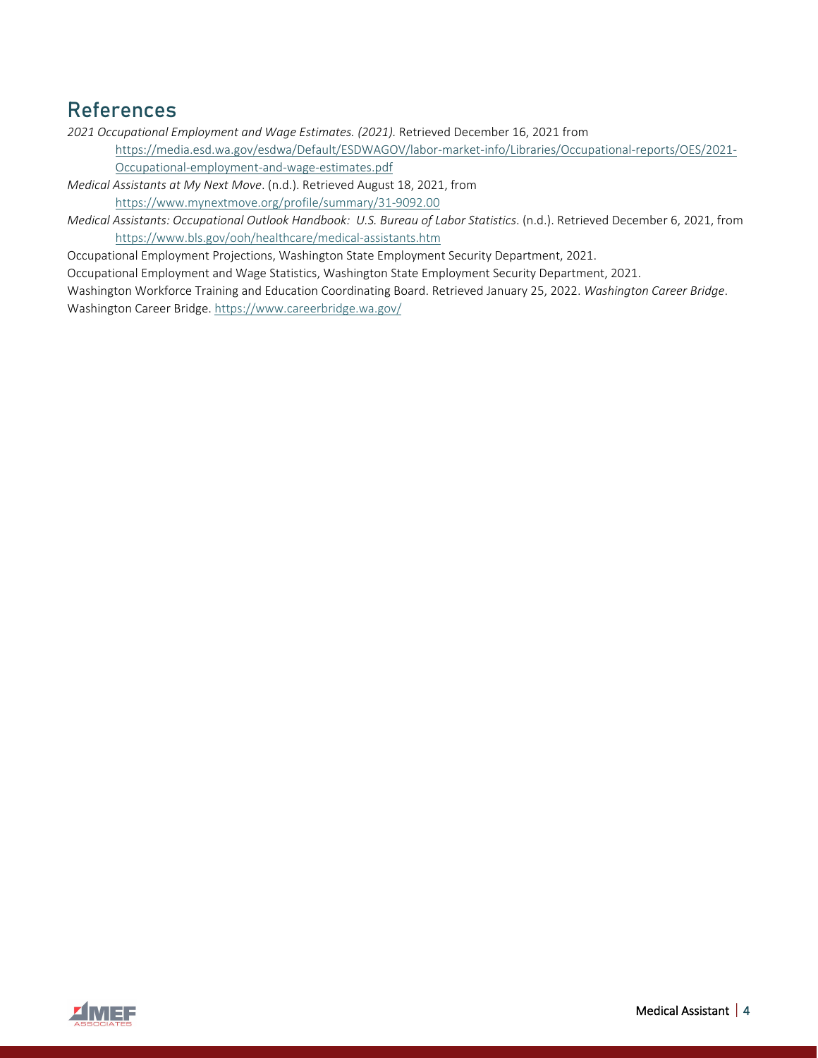## References

*2021 Occupational Employment and Wage Estimates. (2021).* Retrieved December 16, 2021 from https://media.esd.wa.gov/esdwa/Default/ESDWAGOV/labor-market-info/Libraries/Occupational-reports/OES/2021-Occupational-employment-and-wage-estimates.pdf

*Medical Assistants at My Next Move*. (n.d.). Retrieved August 18, 2021, from https://www.mynextmove.org/profile/summary/31-9092.00

*Medical Assistants: Occupational Outlook Handbook: U.S. Bureau of Labor Statistics*. (n.d.). Retrieved December 6, 2021, from https://www.bls.gov/ooh/healthcare/medical-assistants.htm

Occupational Employment Projections, Washington State Employment Security Department, 2021.

Occupational Employment and Wage Statistics, Washington State Employment Security Department, 2021.

Washington Workforce Training and Education Coordinating Board. Retrieved January 25, 2022. *Washington Career Bridge*. Washington Career Bridge. https://www.careerbridge.wa.gov/